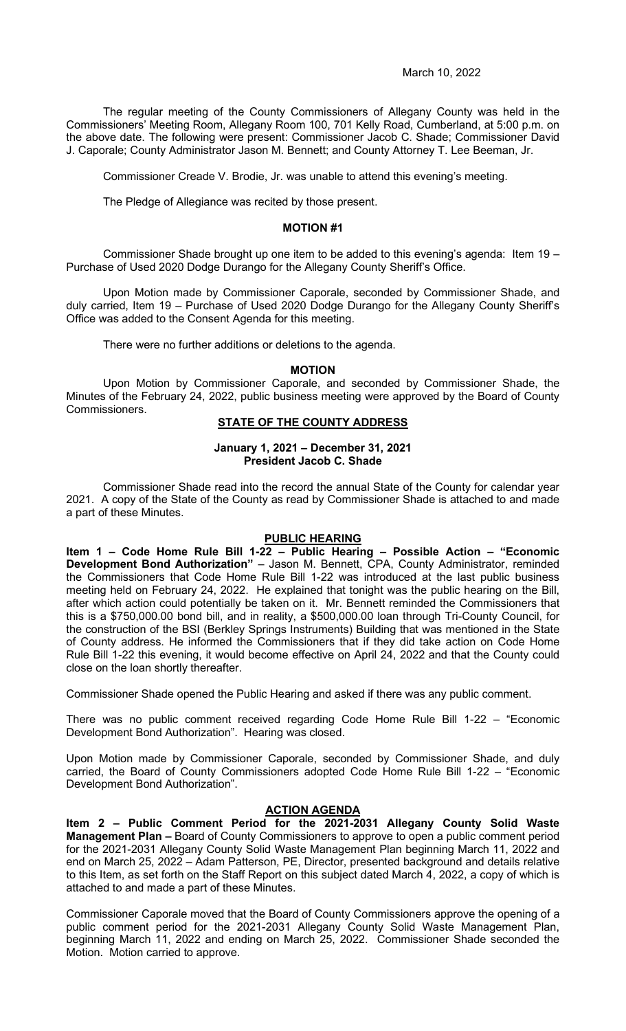March 10, 2022

The regular meeting of the County Commissioners of Allegany County was held in the Commissioners' Meeting Room, Allegany Room 100, 701 Kelly Road, Cumberland, at 5:00 p.m. on the above date. The following were present: Commissioner Jacob C. Shade; Commissioner David J. Caporale; County Administrator Jason M. Bennett; and County Attorney T. Lee Beeman, Jr.

Commissioner Creade V. Brodie, Jr. was unable to attend this evening's meeting.

The Pledge of Allegiance was recited by those present.

**MOTION #1**

Commissioner Shade brought up one item to be added to this evening's agenda: Item 19 – Purchase of Used 2020 Dodge Durango for the Allegany County Sheriff's Office.

Upon Motion made by Commissioner Caporale, seconded by Commissioner Shade, and duly carried, Item 19 – Purchase of Used 2020 Dodge Durango for the Allegany County Sheriff's Office was added to the Consent Agenda for this meeting.

There were no further additions or deletions to the agenda.

**MOTION**

Upon Motion by Commissioner Caporale, and seconded by Commissioner Shade, the Minutes of the February 24, 2022, public business meeting were approved by the Board of County Commissioners.

**STATE OF THE COUNTY ADDRESS**

**January 1, 2021 – December 31, 2021**
**President Jacob C. Shade**

Commissioner Shade read into the record the annual State of the County for calendar year 2021. A copy of the State of the County as read by Commissioner Shade is attached to and made a part of these Minutes.

**PUBLIC HEARING**

**Item 1 – Code Home Rule Bill 1-22 – Public Hearing – Possible Action – "Economic Development Bond Authorization"** – Jason M. Bennett, CPA, County Administrator, reminded the Commissioners that Code Home Rule Bill 1-22 was introduced at the last public business meeting held on February 24, 2022. He explained that tonight was the public hearing on the Bill, after which action could potentially be taken on it. Mr. Bennett reminded the Commissioners that this is a $750,000.00 bond bill, and in reality, a $500,000.00 loan through Tri-County Council, for the construction of the BSI (Berkley Springs Instruments) Building that was mentioned in the State of County address. He informed the Commissioners that if they did take action on Code Home Rule Bill 1-22 this evening, it would become effective on April 24, 2022 and that the County could close on the loan shortly thereafter.

Commissioner Shade opened the Public Hearing and asked if there was any public comment.

There was no public comment received regarding Code Home Rule Bill 1-22 – "Economic Development Bond Authorization". Hearing was closed.

Upon Motion made by Commissioner Caporale, seconded by Commissioner Shade, and duly carried, the Board of County Commissioners adopted Code Home Rule Bill 1-22 – "Economic Development Bond Authorization".

**ACTION AGENDA**

**Item 2 – Public Comment Period for the 2021-2031 Allegany County Solid Waste Management Plan –** Board of County Commissioners to approve to open a public comment period for the 2021-2031 Allegany County Solid Waste Management Plan beginning March 11, 2022 and end on March 25, 2022 – Adam Patterson, PE, Director, presented background and details relative to this Item, as set forth on the Staff Report on this subject dated March 4, 2022, a copy of which is attached to and made a part of these Minutes.

Commissioner Caporale moved that the Board of County Commissioners approve the opening of a public comment period for the 2021-2031 Allegany County Solid Waste Management Plan, beginning March 11, 2022 and ending on March 25, 2022. Commissioner Shade seconded the Motion. Motion carried to approve.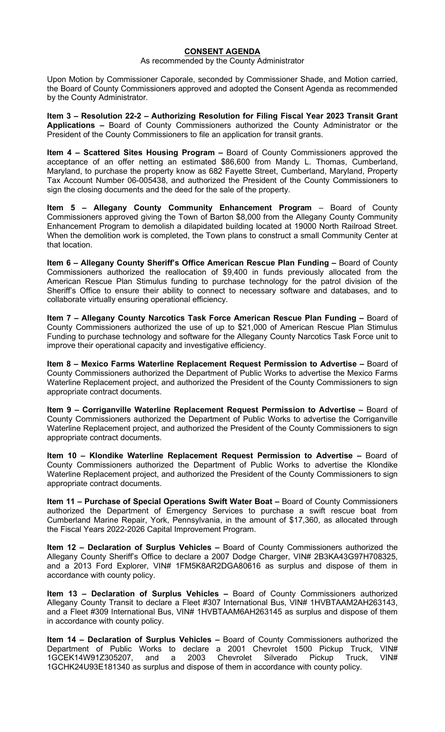## CONSENT AGENDA

As recommended by the County Administrator

Upon Motion by Commissioner Caporale, seconded by Commissioner Shade, and Motion carried, the Board of County Commissioners approved and adopted the Consent Agenda as recommended by the County Administrator.

**Item 3 – Resolution 22-2 – Authorizing Resolution for Filing Fiscal Year 2023 Transit Grant Applications –** Board of County Commissioners authorized the County Administrator or the President of the County Commissioners to file an application for transit grants.

**Item 4 – Scattered Sites Housing Program –** Board of County Commissioners approved the acceptance of an offer netting an estimated $86,600 from Mandy L. Thomas, Cumberland, Maryland, to purchase the property know as 682 Fayette Street, Cumberland, Maryland, Property Tax Account Number 06-005438, and authorized the President of the County Commissioners to sign the closing documents and the deed for the sale of the property.

**Item 5 – Allegany County Community Enhancement Program** – Board of County Commissioners approved giving the Town of Barton $8,000 from the Allegany County Community Enhancement Program to demolish a dilapidated building located at 19000 North Railroad Street. When the demolition work is completed, the Town plans to construct a small Community Center at that location.

**Item 6 – Allegany County Sheriff's Office American Rescue Plan Funding –** Board of County Commissioners authorized the reallocation of $9,400 in funds previously allocated from the American Rescue Plan Stimulus funding to purchase technology for the patrol division of the Sheriff's Office to ensure their ability to connect to necessary software and databases, and to collaborate virtually ensuring operational efficiency.

**Item 7 – Allegany County Narcotics Task Force American Rescue Plan Funding –** Board of County Commissioners authorized the use of up to $21,000 of American Rescue Plan Stimulus Funding to purchase technology and software for the Allegany County Narcotics Task Force unit to improve their operational capacity and investigative efficiency.

**Item 8 – Mexico Farms Waterline Replacement Request Permission to Advertise –** Board of County Commissioners authorized the Department of Public Works to advertise the Mexico Farms Waterline Replacement project, and authorized the President of the County Commissioners to sign appropriate contract documents.

**Item 9 – Corriganville Waterline Replacement Request Permission to Advertise –** Board of County Commissioners authorized the Department of Public Works to advertise the Corriganville Waterline Replacement project, and authorized the President of the County Commissioners to sign appropriate contract documents.

**Item 10 – Klondike Waterline Replacement Request Permission to Advertise –** Board of County Commissioners authorized the Department of Public Works to advertise the Klondike Waterline Replacement project, and authorized the President of the County Commissioners to sign appropriate contract documents.

**Item 11 – Purchase of Special Operations Swift Water Boat –** Board of County Commissioners authorized the Department of Emergency Services to purchase a swift rescue boat from Cumberland Marine Repair, York, Pennsylvania, in the amount of $17,360, as allocated through the Fiscal Years 2022-2026 Capital Improvement Program.

**Item 12 – Declaration of Surplus Vehicles –** Board of County Commissioners authorized the Allegany County Sheriff's Office to declare a 2007 Dodge Charger, VIN# 2B3KA43G97H708325, and a 2013 Ford Explorer, VIN# 1FM5K8AR2DGA80616 as surplus and dispose of them in accordance with county policy.

**Item 13 – Declaration of Surplus Vehicles –** Board of County Commissioners authorized Allegany County Transit to declare a Fleet #307 International Bus, VIN# 1HVBTAAM2AH263143, and a Fleet #309 International Bus, VIN# 1HVBTAAM6AH263145 as surplus and dispose of them in accordance with county policy.

**Item 14 – Declaration of Surplus Vehicles –** Board of County Commissioners authorized the Department of Public Works to declare a 2001 Chevrolet 1500 Pickup Truck, VIN# 1GCEK14W91Z305207, and a 2003 Chevrolet Silverado Pickup Truck, VIN# 1GCHK24U93E181340 as surplus and dispose of them in accordance with county policy.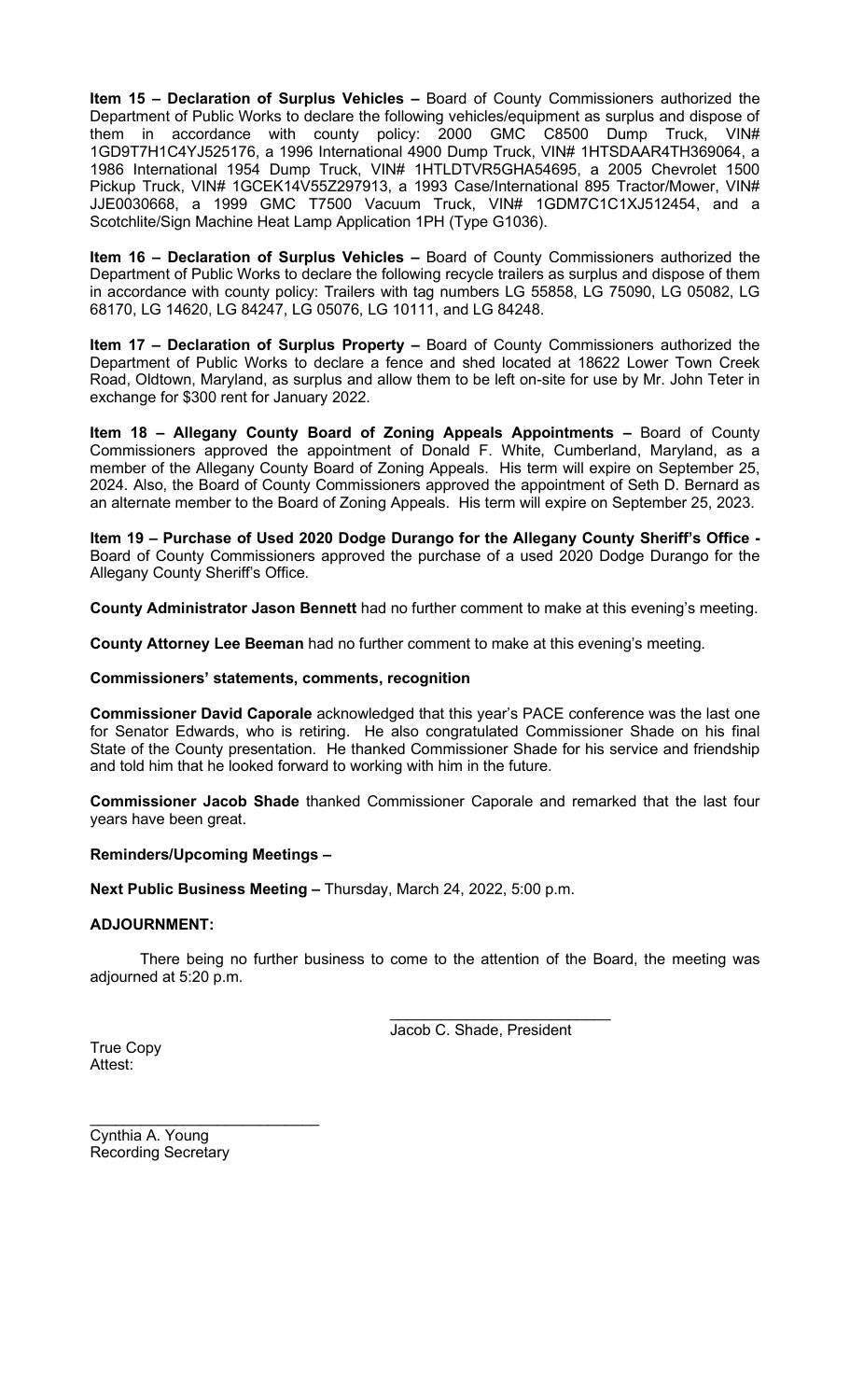**Item 15 – Declaration of Surplus Vehicles –** Board of County Commissioners authorized the Department of Public Works to declare the following vehicles/equipment as surplus and dispose of them in accordance with county policy: 2000 GMC C8500 Dump Truck, VIN# 1GD9T7H1C4YJ525176, a 1996 International 4900 Dump Truck, VIN# 1HTSDAAR4TH369064, a 1986 International 1954 Dump Truck, VIN# 1HTLDTVR5GHA54695, a 2005 Chevrolet 1500 Pickup Truck, VIN# 1GCEK14V55Z297913, a 1993 Case/International 895 Tractor/Mower, VIN# JJE0030668, a 1999 GMC T7500 Vacuum Truck, VIN# 1GDM7C1C1XJ512454, and a Scotchlite/Sign Machine Heat Lamp Application 1PH (Type G1036).

**Item 16 – Declaration of Surplus Vehicles –** Board of County Commissioners authorized the Department of Public Works to declare the following recycle trailers as surplus and dispose of them in accordance with county policy: Trailers with tag numbers LG 55858, LG 75090, LG 05082, LG 68170, LG 14620, LG 84247, LG 05076, LG 10111, and LG 84248.

**Item 17 – Declaration of Surplus Property –** Board of County Commissioners authorized the Department of Public Works to declare a fence and shed located at 18622 Lower Town Creek Road, Oldtown, Maryland, as surplus and allow them to be left on-site for use by Mr. John Teter in exchange for $300 rent for January 2022.

**Item 18 – Allegany County Board of Zoning Appeals Appointments –** Board of County Commissioners approved the appointment of Donald F. White, Cumberland, Maryland, as a member of the Allegany County Board of Zoning Appeals. His term will expire on September 25, 2024. Also, the Board of County Commissioners approved the appointment of Seth D. Bernard as an alternate member to the Board of Zoning Appeals. His term will expire on September 25, 2023.

**Item 19 – Purchase of Used 2020 Dodge Durango for the Allegany County Sheriff's Office -** Board of County Commissioners approved the purchase of a used 2020 Dodge Durango for the Allegany County Sheriff's Office.

**County Administrator Jason Bennett** had no further comment to make at this evening's meeting.

**County Attorney Lee Beeman** had no further comment to make at this evening's meeting.

**Commissioners' statements, comments, recognition**

**Commissioner David Caporale** acknowledged that this year's PACE conference was the last one for Senator Edwards, who is retiring. He also congratulated Commissioner Shade on his final State of the County presentation. He thanked Commissioner Shade for his service and friendship and told him that he looked forward to working with him in the future.

**Commissioner Jacob Shade** thanked Commissioner Caporale and remarked that the last four years have been great.

**Reminders/Upcoming Meetings –**

**Next Public Business Meeting –** Thursday, March 24, 2022, 5:00 p.m.

**ADJOURNMENT:**

There being no further business to come to the attention of the Board, the meeting was adjourned at 5:20 p.m.

\_\_\_\_\_\_\_\_\_\_\_\_\_\_\_\_\_\_\_\_\_\_\_\_\_\_
Jacob C. Shade, President

True Copy
Attest:

\_\_\_\_\_\_\_\_\_\_\_\_\_\_\_\_\_\_\_\_\_\_\_\_\_\_
Cynthia A. Young
Recording Secretary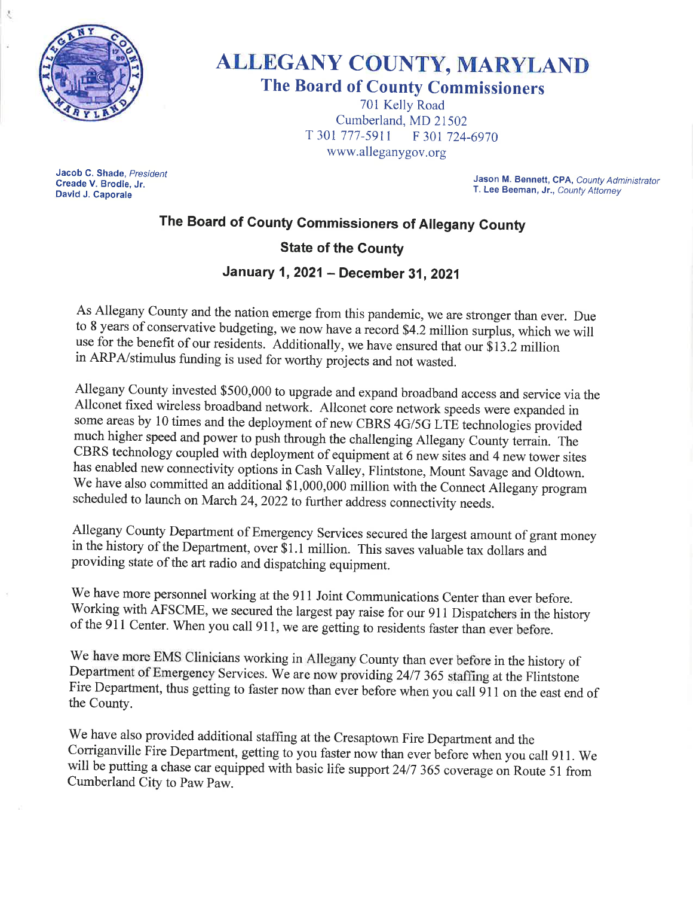# ALLEGANY COUNTY, MARYLAND

## The Board of County Commissioners

701 Kelly Road
Cumberland, MD 21502
T 301 777-5911 F 301 724-6970
www.alleganygov.org

**Jacob C. Shade**, *President*
**Creade V. Brodie, Jr.**
**David J. Caporale**

**Jason M. Bennett, CPA**, *County Administrator*
**T. Lee Beeman, Jr.**, *County Attorney*

## The Board of County Commissioners of Allegany County

### State of the County

### January 1, 2021 – December 31, 2021

As Allegany County and the nation emerge from this pandemic, we are stronger than ever. Due to 8 years of conservative budgeting, we now have a record $4.2 million surplus, which we will use for the benefit of our residents. Additionally, we have ensured that our $13.2 million in ARPA/stimulus funding is used for worthy projects and not wasted.

Allegany County invested $500,000 to upgrade and expand broadband access and service via the Allconet fixed wireless broadband network. Allconet core network speeds were expanded in some areas by 10 times and the deployment of new CBRS 4G/5G LTE technologies provided much higher speed and power to push through the challenging Allegany County terrain. The CBRS technology coupled with deployment of equipment at 6 new sites and 4 new tower sites has enabled new connectivity options in Cash Valley, Flintstone, Mount Savage and Oldtown. We have also committed an additional $1,000,000 million with the Connect Allegany program scheduled to launch on March 24, 2022 to further address connectivity needs.

Allegany County Department of Emergency Services secured the largest amount of grant money in the history of the Department, over $1.1 million. This saves valuable tax dollars and providing state of the art radio and dispatching equipment.

We have more personnel working at the 911 Joint Communications Center than ever before. Working with AFSCME, we secured the largest pay raise for our 911 Dispatchers in the history of the 911 Center. When you call 911, we are getting to residents faster than ever before.

We have more EMS Clinicians working in Allegany County than ever before in the history of Department of Emergency Services. We are now providing 24/7 365 staffing at the Flintstone Fire Department, thus getting to faster now than ever before when you call 911 on the east end of the County.

We have also provided additional staffing at the Cresaptown Fire Department and the Corriganville Fire Department, getting to you faster now than ever before when you call 911. We will be putting a chase car equipped with basic life support 24/7 365 coverage on Route 51 from Cumberland City to Paw Paw.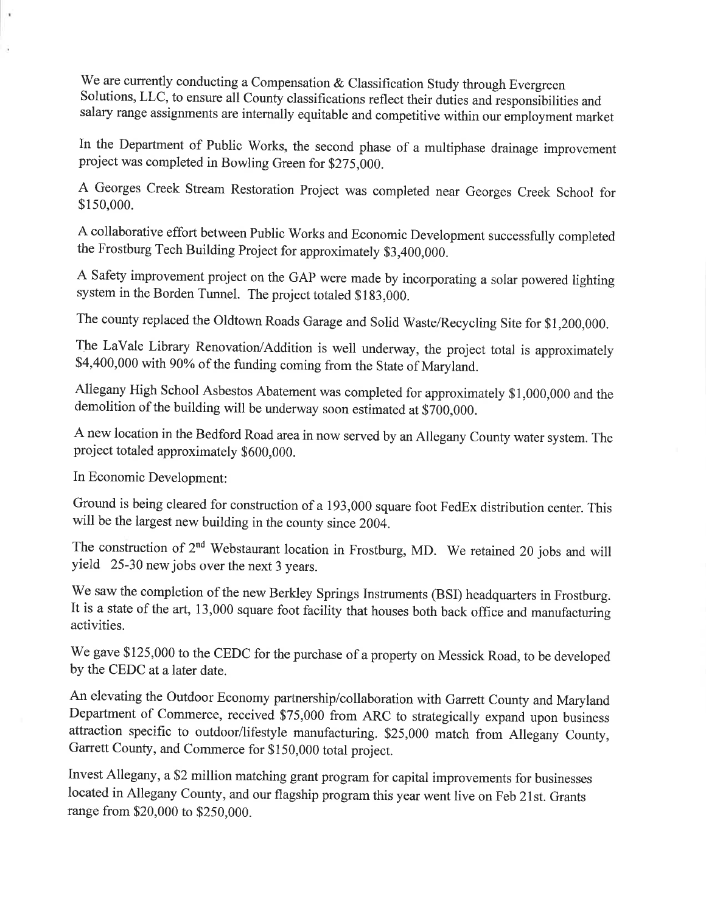We are currently conducting a Compensation & Classification Study through Evergreen Solutions, LLC, to ensure all County classifications reflect their duties and responsibilities and salary range assignments are internally equitable and competitive within our employment market

In the Department of Public Works, the second phase of a multiphase drainage improvement project was completed in Bowling Green for $275,000.

A Georges Creek Stream Restoration Project was completed near Georges Creek School for $150,000.

A collaborative effort between Public Works and Economic Development successfully completed the Frostburg Tech Building Project for approximately $3,400,000.

A Safety improvement project on the GAP were made by incorporating a solar powered lighting system in the Borden Tunnel. The project totaled $183,000.

The county replaced the Oldtown Roads Garage and Solid Waste/Recycling Site for $1,200,000.

The LaVale Library Renovation/Addition is well underway, the project total is approximately $4,400,000 with 90% of the funding coming from the State of Maryland.

Allegany High School Asbestos Abatement was completed for approximately $1,000,000 and the demolition of the building will be underway soon estimated at $700,000.

A new location in the Bedford Road area in now served by an Allegany County water system. The project totaled approximately $600,000.

In Economic Development:

Ground is being cleared for construction of a 193,000 square foot FedEx distribution center. This will be the largest new building in the county since 2004.

The construction of 2nd Webstaurant location in Frostburg, MD. We retained 20 jobs and will yield 25-30 new jobs over the next 3 years.

We saw the completion of the new Berkley Springs Instruments (BSI) headquarters in Frostburg. It is a state of the art, 13,000 square foot facility that houses both back office and manufacturing activities.

We gave $125,000 to the CEDC for the purchase of a property on Messick Road, to be developed by the CEDC at a later date.

An elevating the Outdoor Economy partnership/collaboration with Garrett County and Maryland Department of Commerce, received $75,000 from ARC to strategically expand upon business attraction specific to outdoor/lifestyle manufacturing. $25,000 match from Allegany County, Garrett County, and Commerce for $150,000 total project.

Invest Allegany, a $2 million matching grant program for capital improvements for businesses located in Allegany County, and our flagship program this year went live on Feb 21st. Grants range from $20,000 to $250,000.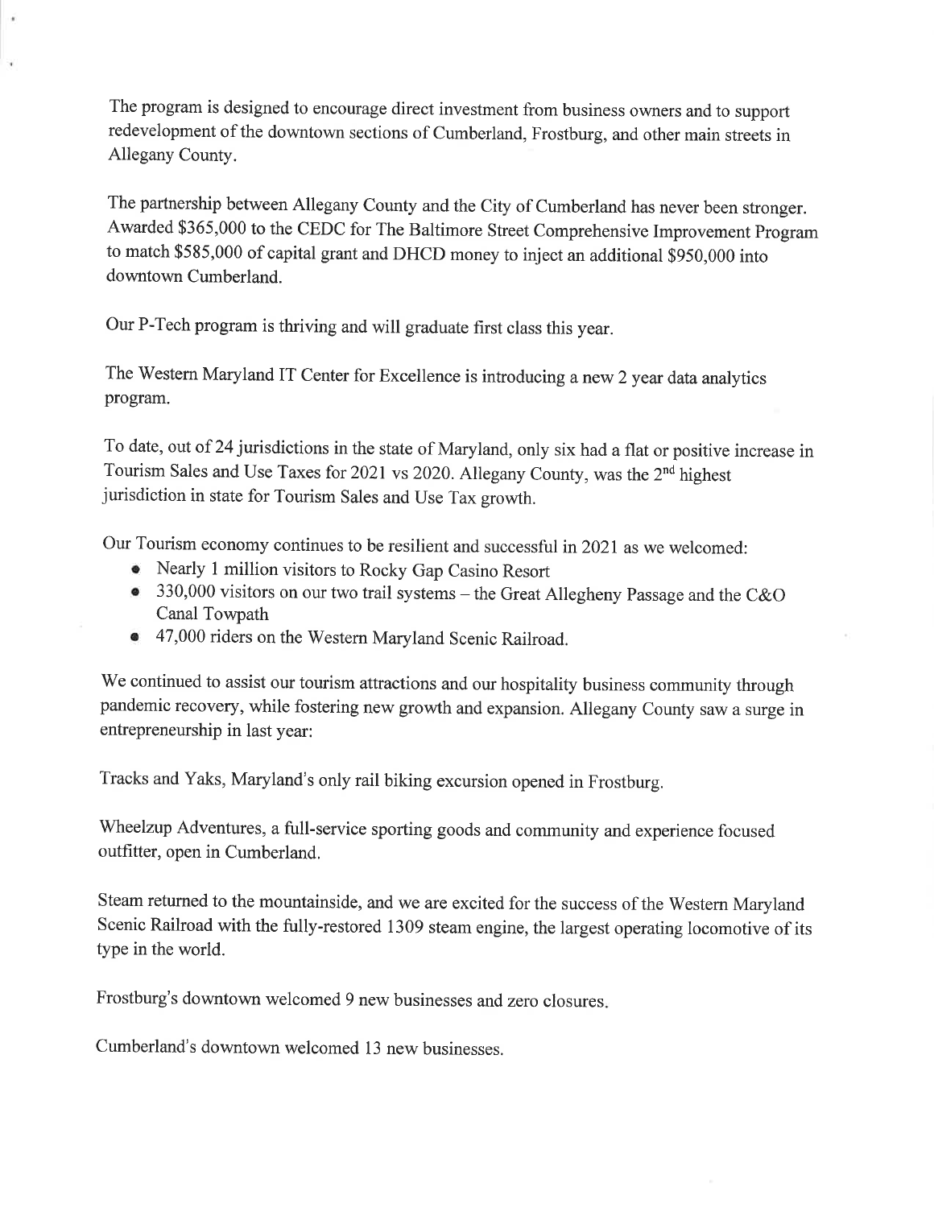The program is designed to encourage direct investment from business owners and to support redevelopment of the downtown sections of Cumberland, Frostburg, and other main streets in Allegany County.

The partnership between Allegany County and the City of Cumberland has never been stronger. Awarded $365,000 to the CEDC for The Baltimore Street Comprehensive Improvement Program to match $585,000 of capital grant and DHCD money to inject an additional $950,000 into downtown Cumberland.

Our P-Tech program is thriving and will graduate first class this year.

The Western Maryland IT Center for Excellence is introducing a new 2 year data analytics program.

To date, out of 24 jurisdictions in the state of Maryland, only six had a flat or positive increase in Tourism Sales and Use Taxes for 2021 vs 2020. Allegany County, was the 2nd highest jurisdiction in state for Tourism Sales and Use Tax growth.

Our Tourism economy continues to be resilient and successful in 2021 as we welcomed:

- Nearly 1 million visitors to Rocky Gap Casino Resort
- 330,000 visitors on our two trail systems – the Great Allegheny Passage and the C&O Canal Towpath
- 47,000 riders on the Western Maryland Scenic Railroad.

We continued to assist our tourism attractions and our hospitality business community through pandemic recovery, while fostering new growth and expansion. Allegany County saw a surge in entrepreneurship in last year:

Tracks and Yaks, Maryland's only rail biking excursion opened in Frostburg.

Wheelzup Adventures, a full-service sporting goods and community and experience focused outfitter, open in Cumberland.

Steam returned to the mountainside, and we are excited for the success of the Western Maryland Scenic Railroad with the fully-restored 1309 steam engine, the largest operating locomotive of its type in the world.

Frostburg's downtown welcomed 9 new businesses and zero closures.

Cumberland's downtown welcomed 13 new businesses.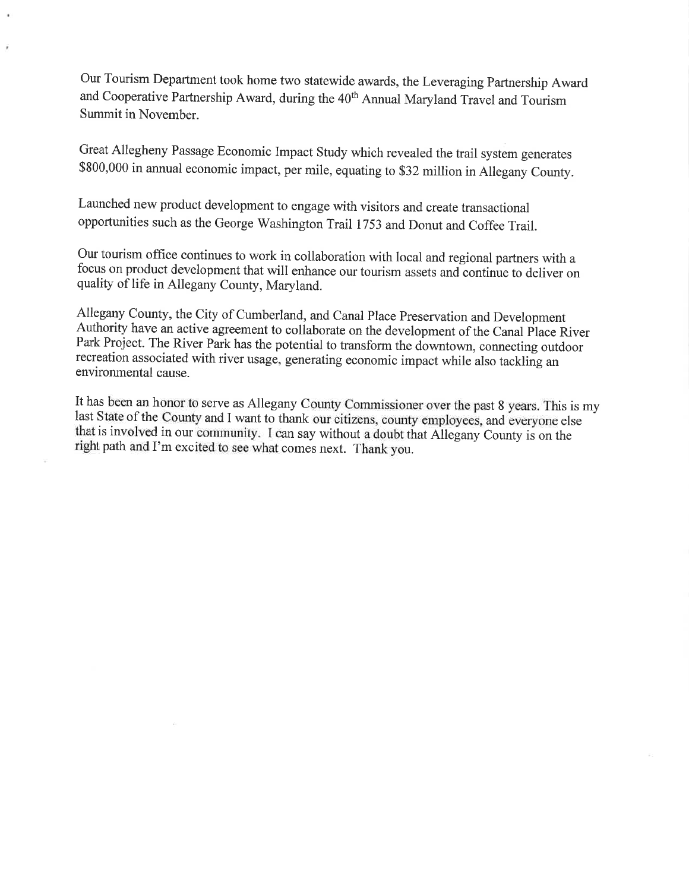Our Tourism Department took home two statewide awards, the Leveraging Partnership Award and Cooperative Partnership Award, during the 40th Annual Maryland Travel and Tourism Summit in November.

Great Allegheny Passage Economic Impact Study which revealed the trail system generates $800,000 in annual economic impact, per mile, equating to $32 million in Allegany County.

Launched new product development to engage with visitors and create transactional opportunities such as the George Washington Trail 1753 and Donut and Coffee Trail.

Our tourism office continues to work in collaboration with local and regional partners with a focus on product development that will enhance our tourism assets and continue to deliver on quality of life in Allegany County, Maryland.

Allegany County, the City of Cumberland, and Canal Place Preservation and Development Authority have an active agreement to collaborate on the development of the Canal Place River Park Project. The River Park has the potential to transform the downtown, connecting outdoor recreation associated with river usage, generating economic impact while also tackling an environmental cause.

It has been an honor to serve as Allegany County Commissioner over the past 8 years. This is my last State of the County and I want to thank our citizens, county employees, and everyone else that is involved in our community. I can say without a doubt that Allegany County is on the right path and I'm excited to see what comes next. Thank you.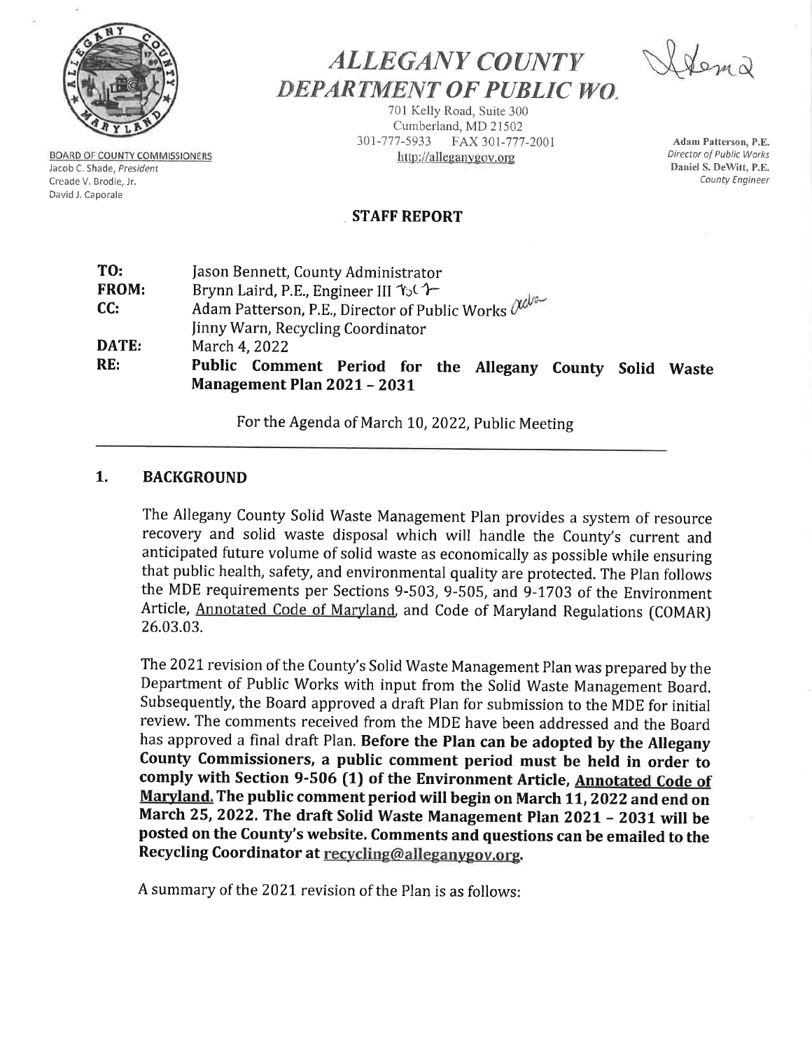# ALLEGANY COUNTY DEPARTMENT OF PUBLIC WO.

701 Kelly Road, Suite 300
Cumberland, MD 21502
301-777-5933 FAX 301-777-2001
http://alleganygov.org

BOARD OF COUNTY COMMISSIONERS
Jacob C. Shade, *President*
Creade V. Brodie, Jr.
David J. Caporale

**Adam Patterson, P.E.**
*Director of Public Works*
**Daniel S. DeWitt, P.E.**
*County Engineer*

## STAFF REPORT

**TO:** Jason Bennett, County Administrator
**FROM:** Brynn Laird, P.E., Engineer III
**CC:** Adam Patterson, P.E., Director of Public Works
Jinny Warn, Recycling Coordinator
**DATE:** March 4, 2022
**RE:** **Public Comment Period for the Allegany County Solid Waste Management Plan 2021 – 2031**

For the Agenda of March 10, 2022, Public Meeting

## 1. BACKGROUND

The Allegany County Solid Waste Management Plan provides a system of resource recovery and solid waste disposal which will handle the County's current and anticipated future volume of solid waste as economically as possible while ensuring that public health, safety, and environmental quality are protected. The Plan follows the MDE requirements per Sections 9-503, 9-505, and 9-1703 of the Environment Article, Annotated Code of Maryland, and Code of Maryland Regulations (COMAR) 26.03.03.

The 2021 revision of the County's Solid Waste Management Plan was prepared by the Department of Public Works with input from the Solid Waste Management Board. Subsequently, the Board approved a draft Plan for submission to the MDE for initial review. The comments received from the MDE have been addressed and the Board has approved a final draft Plan. **Before the Plan can be adopted by the Allegany County Commissioners, a public comment period must be held in order to comply with Section 9-506 (1) of the Environment Article, Annotated Code of Maryland. The public comment period will begin on March 11, 2022 and end on March 25, 2022. The draft Solid Waste Management Plan 2021 – 2031 will be posted on the County's website. Comments and questions can be emailed to the Recycling Coordinator at recycling@alleganygov.org.**

A summary of the 2021 revision of the Plan is as follows: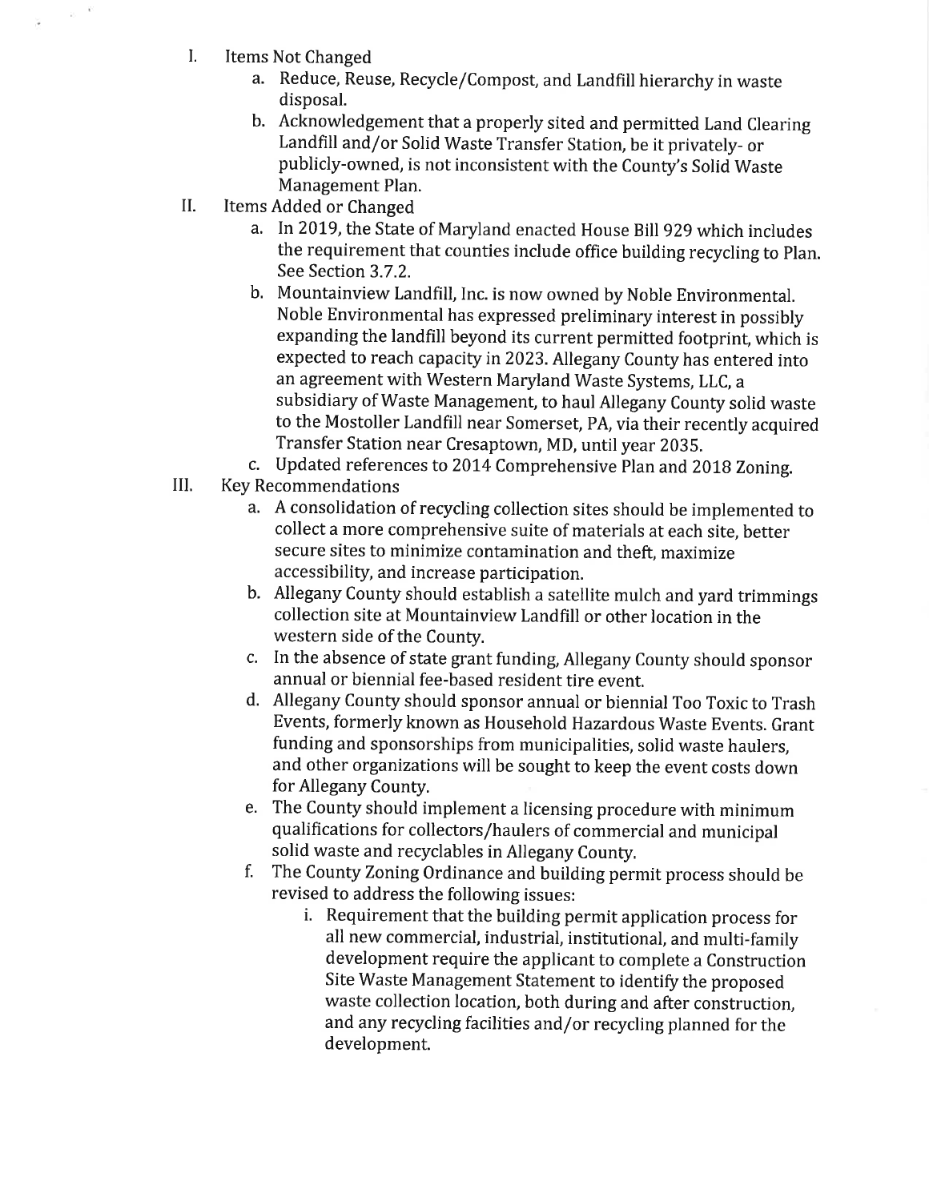I. Items Not Changed
   a. Reduce, Reuse, Recycle/Compost, and Landfill hierarchy in waste disposal.
   b. Acknowledgement that a properly sited and permitted Land Clearing Landfill and/or Solid Waste Transfer Station, be it privately- or publicly-owned, is not inconsistent with the County's Solid Waste Management Plan.

II. Items Added or Changed
   a. In 2019, the State of Maryland enacted House Bill 929 which includes the requirement that counties include office building recycling to Plan. See Section 3.7.2.
   b. Mountainview Landfill, Inc. is now owned by Noble Environmental. Noble Environmental has expressed preliminary interest in possibly expanding the landfill beyond its current permitted footprint, which is expected to reach capacity in 2023. Allegany County has entered into an agreement with Western Maryland Waste Systems, LLC, a subsidiary of Waste Management, to haul Allegany County solid waste to the Mostoller Landfill near Somerset, PA, via their recently acquired Transfer Station near Cresaptown, MD, until year 2035.
   c. Updated references to 2014 Comprehensive Plan and 2018 Zoning.

III. Key Recommendations
   a. A consolidation of recycling collection sites should be implemented to collect a more comprehensive suite of materials at each site, better secure sites to minimize contamination and theft, maximize accessibility, and increase participation.
   b. Allegany County should establish a satellite mulch and yard trimmings collection site at Mountainview Landfill or other location in the western side of the County.
   c. In the absence of state grant funding, Allegany County should sponsor annual or biennial fee-based resident tire event.
   d. Allegany County should sponsor annual or biennial Too Toxic to Trash Events, formerly known as Household Hazardous Waste Events. Grant funding and sponsorships from municipalities, solid waste haulers, and other organizations will be sought to keep the event costs down for Allegany County.
   e. The County should implement a licensing procedure with minimum qualifications for collectors/haulers of commercial and municipal solid waste and recyclables in Allegany County.
   f. The County Zoning Ordinance and building permit process should be revised to address the following issues:
      i. Requirement that the building permit application process for all new commercial, industrial, institutional, and multi-family development require the applicant to complete a Construction Site Waste Management Statement to identify the proposed waste collection location, both during and after construction, and any recycling facilities and/or recycling planned for the development.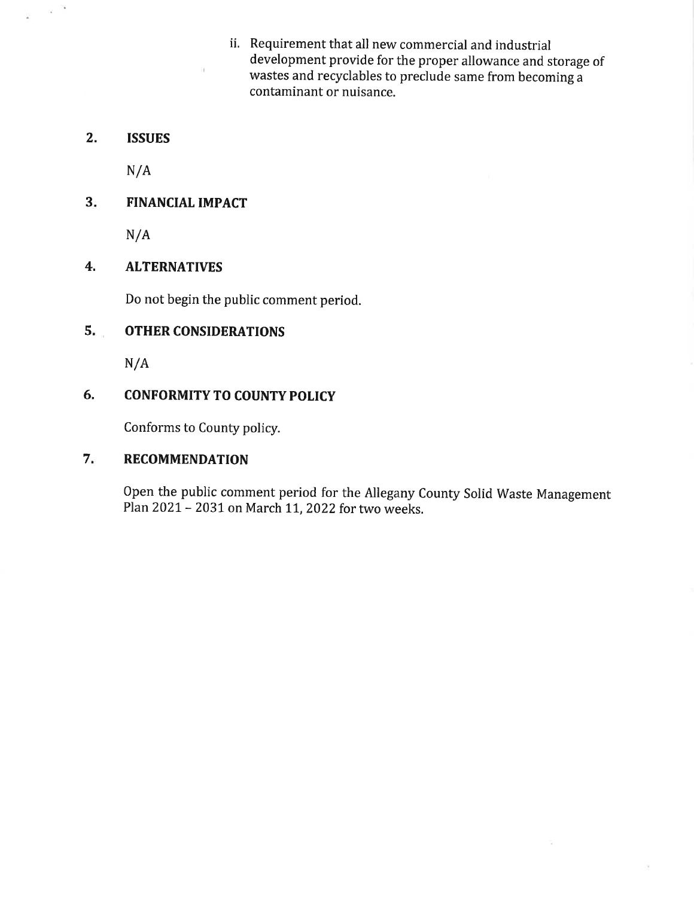ii. Requirement that all new commercial and industrial development provide for the proper allowance and storage of wastes and recyclables to preclude same from becoming a contaminant or nuisance.

## 2. ISSUES

N/A

## 3. FINANCIAL IMPACT

N/A

## 4. ALTERNATIVES

Do not begin the public comment period.

## 5. OTHER CONSIDERATIONS

N/A

## 6. CONFORMITY TO COUNTY POLICY

Conforms to County policy.

## 7. RECOMMENDATION

Open the public comment period for the Allegany County Solid Waste Management Plan 2021 – 2031 on March 11, 2022 for two weeks.